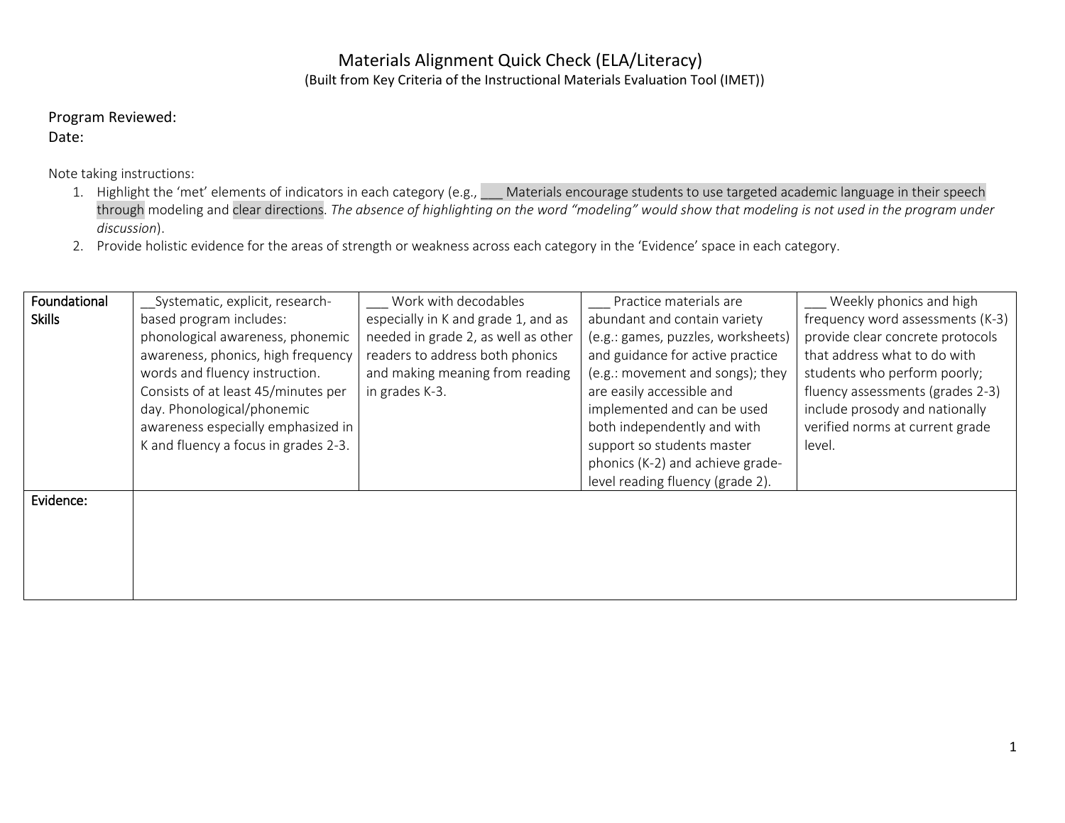# Materials Alignment Quick Check (ELA/Literacy)

(Built from Key Criteria of the Instructional Materials Evaluation Tool (IMET))

Program Reviewed:

Date:

Note taking instructions:

1. Highlight the 'met' elements of indicators in each category (e.g., ___ Materials encourage students to use targeted academic language in their speech through modeling and clear directions. *The absence of highlighting on the word "modeling" would show that modeling is not used in the program under discussion*).
2. Provide holistic evidence for the areas of strength or weakness across each category in the 'Evidence' space in each category.

| **Foundational Skills** | __Systematic, explicit, research-based program includes: phonological awareness, phonemic awareness, phonics, high frequency words and fluency instruction. Consists of at least 45/minutes per day. Phonological/phonemic awareness especially emphasized in K and fluency a focus in grades 2-3. | ___ Work with decodables especially in K and grade 1, and as needed in grade 2, as well as other readers to address both phonics and making meaning from reading in grades K-3. | ___ Practice materials are abundant and contain variety (e.g.: games, puzzles, worksheets) and guidance for active practice (e.g.: movement and songs); they are easily accessible and implemented and can be used both independently and with support so students master phonics (K-2) and achieve grade-level reading fluency (grade 2). | ___ Weekly phonics and high frequency word assessments (K-3) provide clear concrete protocols that address what to do with students who perform poorly; fluency assessments (grades 2-3) include prosody and nationally verified norms at current grade level. |
|---|---|---|---|---|
| **Evidence:** | | | | |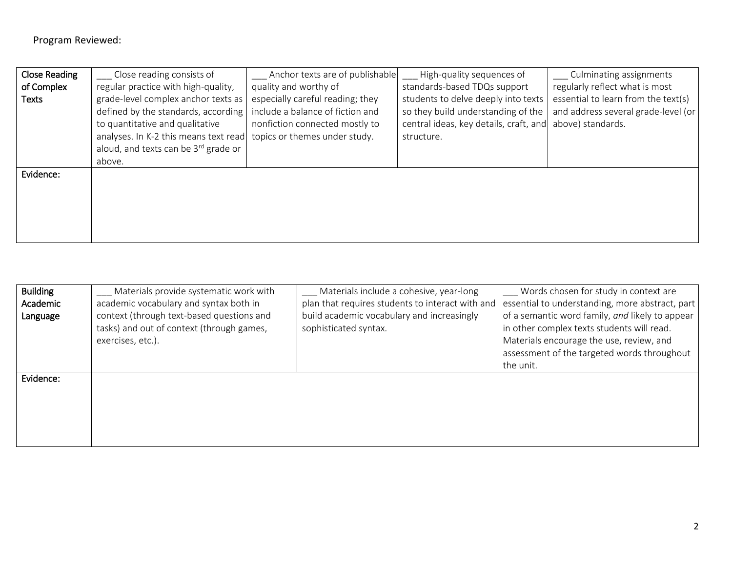Program Reviewed:

| Close Reading of Complex Texts | ___ Close reading consists of regular practice with high-quality, grade-level complex anchor texts as defined by the standards, according to quantitative and qualitative analyses. In K-2 this means text read aloud, and texts can be 3rd grade or above. | ___ Anchor texts are of publishable quality and worthy of especially careful reading; they include a balance of fiction and nonfiction connected mostly to topics or themes under study. | ___ High-quality sequences of standards-based TDQs support students to delve deeply into texts so they build understanding of the central ideas, key details, craft, and structure. | ___ Culminating assignments regularly reflect what is most essential to learn from the text(s) and address several grade-level (or above) standards. |
|---|---|---|---|---|
| Evidence: | | | | |

| Building Academic Language | ___ Materials provide systematic work with academic vocabulary and syntax both in context (through text-based questions and tasks) and out of context (through games, exercises, etc.). | ___ Materials include a cohesive, year-long plan that requires students to interact with and build academic vocabulary and increasingly sophisticated syntax. | ___ Words chosen for study in context are essential to understanding, more abstract, part of a semantic word family, *and* likely to appear in other complex texts students will read. Materials encourage the use, review, and assessment of the targeted words throughout the unit. |
|---|---|---|---|
| Evidence: | | | |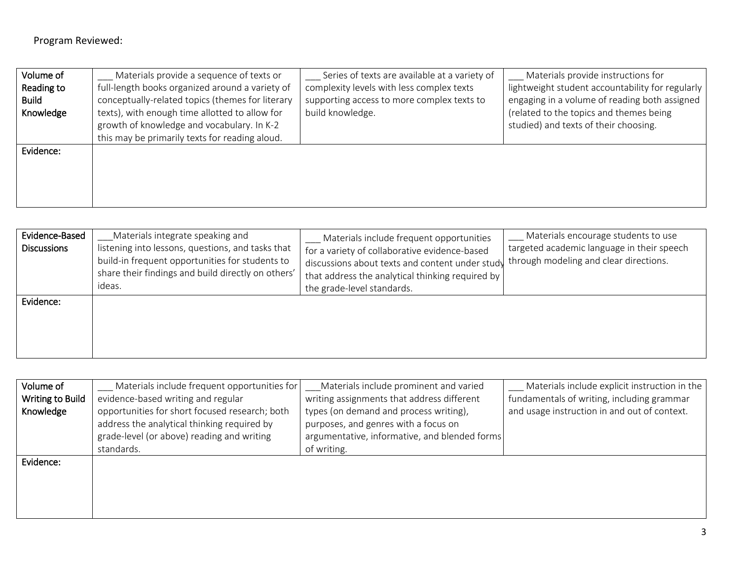Program Reviewed:

| Volume of Reading to Build Knowledge | ___ Materials provide a sequence of texts or full-length books organized around a variety of conceptually-related topics (themes for literary texts), with enough time allotted to allow for growth of knowledge and vocabulary. In K-2 this may be primarily texts for reading aloud. | ___ Series of texts are available at a variety of complexity levels with less complex texts supporting access to more complex texts to build knowledge. | ___ Materials provide instructions for lightweight student accountability for regularly engaging in a volume of reading both assigned (related to the topics and themes being studied) and texts of their choosing. |
|---|---|---|---|
| Evidence: | | | |

| Evidence-Based Discussions | ___Materials integrate speaking and listening into lessons, questions, and tasks that build-in frequent opportunities for students to share their findings and build directly on others' ideas. | ___ Materials include frequent opportunities for a variety of collaborative evidence-based discussions about texts and content under study that address the analytical thinking required by the grade-level standards. | ___ Materials encourage students to use targeted academic language in their speech through modeling and clear directions. |
|---|---|---|---|
| Evidence: | | | |

| Volume of Writing to Build Knowledge | ___ Materials include frequent opportunities for evidence-based writing and regular opportunities for short focused research; both address the analytical thinking required by grade-level (or above) reading and writing standards. | ___Materials include prominent and varied writing assignments that address different types (on demand and process writing), purposes, and genres with a focus on argumentative, informative, and blended forms of writing. | ___ Materials include explicit instruction in the fundamentals of writing, including grammar and usage instruction in and out of context. |
|---|---|---|---|
| Evidence: | | | |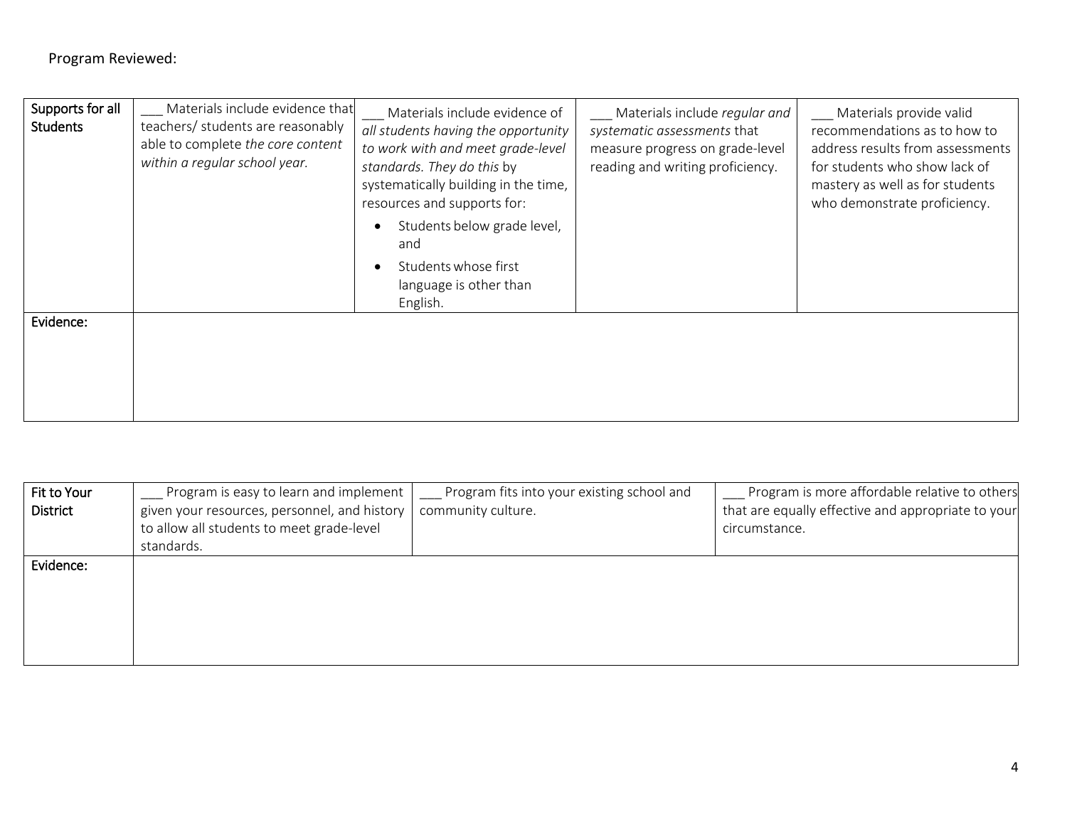Program Reviewed:

| | | | | |
|---|---|---|---|---|
| **Supports for all Students** | ___ Materials include evidence that teachers/ students are reasonably able to complete *the core content within a regular school year.* | ___ Materials include evidence of *all students having the opportunity to work with and meet grade-level standards. They do this* by systematically building in the time, resources and supports for: <br>• Students below grade level, and <br>• Students whose first language is other than English. | ___ Materials include *regular and systematic assessments* that measure progress on grade-level reading and writing proficiency. | ___ Materials provide valid recommendations as to how to address results from assessments for students who show lack of mastery as well as for students who demonstrate proficiency. |
| **Evidence:** | | | | |

| | | | |
|---|---|---|---|
| **Fit to Your District** | ___ Program is easy to learn and implement given your resources, personnel, and history to allow all students to meet grade-level standards. | ___ Program fits into your existing school and community culture. | ___ Program is more affordable relative to others that are equally effective and appropriate to your circumstance. |
| **Evidence:** | | | |